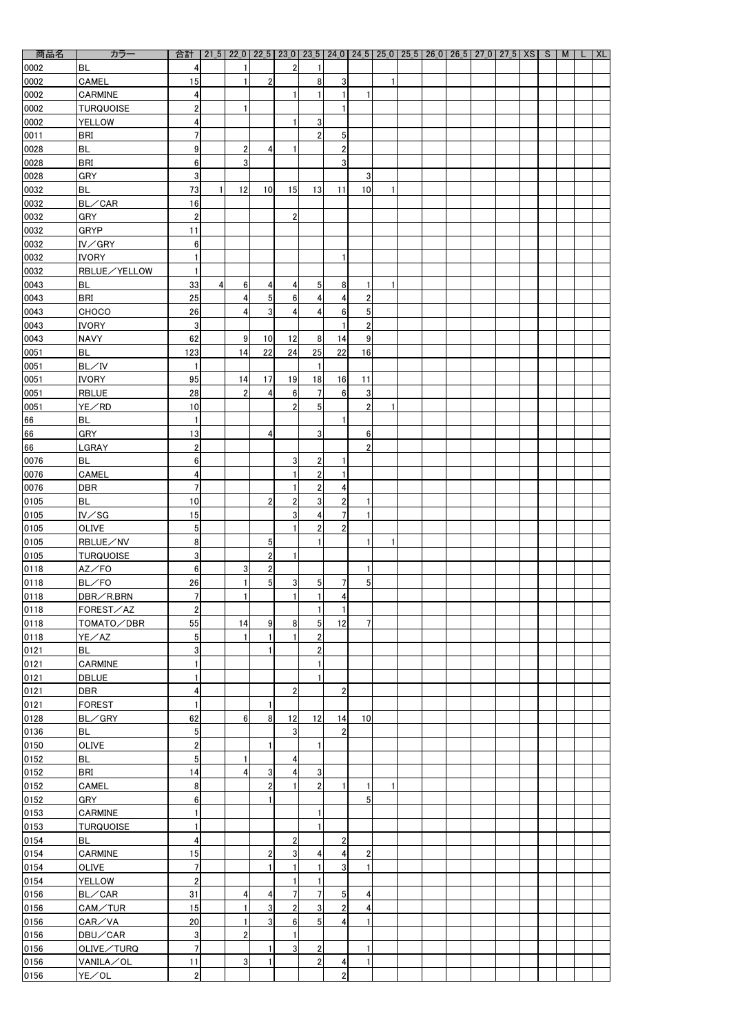| 商品名 | カラー | 合計 | 21_5 | 22_0 | 22_5 | 23_0 | 23_5 | 24_0 | 24_5 | 25_0 | 25_5 | 26_0 | 26_5 | 27_0 | 27_5 | XS | S | M | L | XL |
|---|---|---|---|---|---|---|---|---|---|---|---|---|---|---|---|---|---|---|---|---|
| 0002 | BL | 4 | | 1 | | 2 | 1 | | | | | | | | | | | | | |
| 0002 | CAMEL | 15 | | 1 | 2 | | 8 | 3 | | 1 | | | | | | | | | | |
| 0002 | CARMINE | 4 | | | | 1 | 1 | 1 | 1 | | | | | | | | | | | |
| 0002 | TURQUOISE | 2 | | 1 | | | | 1 | | | | | | | | | | | | |
| 0002 | YELLOW | 4 | | | | 1 | 3 | | | | | | | | | | | | | |
| 0011 | BRI | 7 | | | | | 2 | 5 | | | | | | | | | | | | |
| 0028 | BL | 9 | | 2 | 4 | 1 | | 2 | | | | | | | | | | | | |
| 0028 | BRI | 6 | | 3 | | | | 3 | | | | | | | | | | | | |
| 0028 | GRY | 3 | | | | | | | 3 | | | | | | | | | | | |
| 0032 | BL | 73 | 1 | 12 | 10 | 15 | 13 | 11 | 10 | 1 | | | | | | | | | | |
| 0032 | BL／CAR | 16 | | | | | | | | | | | | | | | | | | |
| 0032 | GRY | 2 | | | | 2 | | | | | | | | | | | | | | |
| 0032 | GRYP | 11 | | | | | | | | | | | | | | | | | | |
| 0032 | IV／GRY | 6 | | | | | | | | | | | | | | | | | | |
| 0032 | IVORY | 1 | | | | | | 1 | | | | | | | | | | | | |
| 0032 | RBLUE／YELLOW | 1 | | | | | | | | | | | | | | | | | | |
| 0043 | BL | 33 | 4 | 6 | 4 | 4 | 5 | 8 | 1 | 1 | | | | | | | | | | |
| 0043 | BRI | 25 | | 4 | 5 | 6 | 4 | 4 | 2 | | | | | | | | | | | |
| 0043 | CHOCO | 26 | | 4 | 3 | 4 | 4 | 6 | 5 | | | | | | | | | | | |
| 0043 | IVORY | 3 | | | | | | 1 | 2 | | | | | | | | | | | |
| 0043 | NAVY | 62 | | 9 | 10 | 12 | 8 | 14 | 9 | | | | | | | | | | | |
| 0051 | BL | 123 | | 14 | 22 | 24 | 25 | 22 | 16 | | | | | | | | | | | |
| 0051 | BL／IV | 1 | | | | | 1 | | | | | | | | | | | | | |
| 0051 | IVORY | 95 | | 14 | 17 | 19 | 18 | 16 | 11 | | | | | | | | | | | |
| 0051 | RBLUE | 28 | | 2 | 4 | 6 | 7 | 6 | 3 | | | | | | | | | | | |
| 0051 | YE／RD | 10 | | | | 2 | 5 | | 2 | 1 | | | | | | | | | | |
| 66 | BL | 1 | | | | | | 1 | | | | | | | | | | | | |
| 66 | GRY | 13 | | | 4 | | 3 | | 6 | | | | | | | | | | | |
| 66 | LGRAY | 2 | | | | | | | 2 | | | | | | | | | | | |
| 0076 | BL | 6 | | | | 3 | 2 | 1 | | | | | | | | | | | | |
| 0076 | CAMEL | 4 | | | | 1 | 2 | 1 | | | | | | | | | | | | |
| 0076 | DBR | 7 | | | | 1 | 2 | 4 | | | | | | | | | | | | |
| 0105 | BL | 10 | | | 2 | 2 | 3 | 2 | 1 | | | | | | | | | | | |
| 0105 | IV／SG | 15 | | | | 3 | 4 | 7 | 1 | | | | | | | | | | | |
| 0105 | OLIVE | 5 | | | | 1 | 2 | 2 | | | | | | | | | | | | |
| 0105 | RBLUE／NV | 8 | | | 5 | | 1 | | 1 | 1 | | | | | | | | | | |
| 0105 | TURQUOISE | 3 | | | 2 | 1 | | | | | | | | | | | | | | |
| 0118 | AZ／FO | 6 | | 3 | 2 | | | | 1 | | | | | | | | | | | |
| 0118 | BL／FO | 26 | | 1 | 5 | 3 | 5 | 7 | 5 | | | | | | | | | | | |
| 0118 | DBR／R.BRN | 7 | | 1 | | 1 | 1 | 4 | | | | | | | | | | | | |
| 0118 | FOREST／AZ | 2 | | | | | 1 | 1 | | | | | | | | | | | | |
| 0118 | TOMATO／DBR | 55 | | 14 | 9 | 8 | 5 | 12 | 7 | | | | | | | | | | | |
| 0118 | YE／AZ | 5 | | 1 | 1 | 1 | 2 | | | | | | | | | | | | | |
| 0121 | BL | 3 | | | 1 | | 2 | | | | | | | | | | | | | |
| 0121 | CARMINE | 1 | | | | | 1 | | | | | | | | | | | | | |
| 0121 | DBLUE | 1 | | | | | 1 | | | | | | | | | | | | | |
| 0121 | DBR | 4 | | | | 2 | | 2 | | | | | | | | | | | | |
| 0121 | FOREST | 1 | | | 1 | | | | | | | | | | | | | | | |
| 0128 | BL／GRY | 62 | | 6 | 8 | 12 | 12 | 14 | 10 | | | | | | | | | | | |
| 0136 | BL | 5 | | | | 3 | | 2 | | | | | | | | | | | | |
| 0150 | OLIVE | 2 | | | 1 | | 1 | | | | | | | | | | | | | |
| 0152 | BL | 5 | | 1 | | 4 | | | | | | | | | | | | | | |
| 0152 | BRI | 14 | | 4 | 3 | 4 | 3 | | | | | | | | | | | | | |
| 0152 | CAMEL | 8 | | | 2 | 1 | 2 | 1 | 1 | 1 | | | | | | | | | | |
| 0152 | GRY | 6 | | | 1 | | | | 5 | | | | | | | | | | | |
| 0153 | CARMINE | 1 | | | | | 1 | | | | | | | | | | | | | |
| 0153 | TURQUOISE | 1 | | | | | 1 | | | | | | | | | | | | | |
| 0154 | BL | 4 | | | | 2 | | 2 | | | | | | | | | | | | |
| 0154 | CARMINE | 15 | | | 2 | 3 | 4 | 4 | 2 | | | | | | | | | | | |
| 0154 | OLIVE | 7 | | | 1 | 1 | 1 | 3 | 1 | | | | | | | | | | | |
| 0154 | YELLOW | 2 | | | | 1 | 1 | | | | | | | | | | | | | |
| 0156 | BL／CAR | 31 | | 4 | 4 | 7 | 7 | 5 | 4 | | | | | | | | | | | |
| 0156 | CAM／TUR | 15 | | 1 | 3 | 2 | 3 | 2 | 4 | | | | | | | | | | | |
| 0156 | CAR／VA | 20 | | 1 | 3 | 6 | 5 | 4 | 1 | | | | | | | | | | | |
| 0156 | DBU／CAR | 3 | | 2 | | 1 | | | | | | | | | | | | | | |
| 0156 | OLIVE／TURQ | 7 | | | 1 | 3 | 2 | | 1 | | | | | | | | | | | |
| 0156 | VANILA／OL | 11 | | 3 | 1 | | 2 | 4 | 1 | | | | | | | | | | | |
| 0156 | YE／OL | 2 | | | | | | 2 | | | | | | | | | | | | |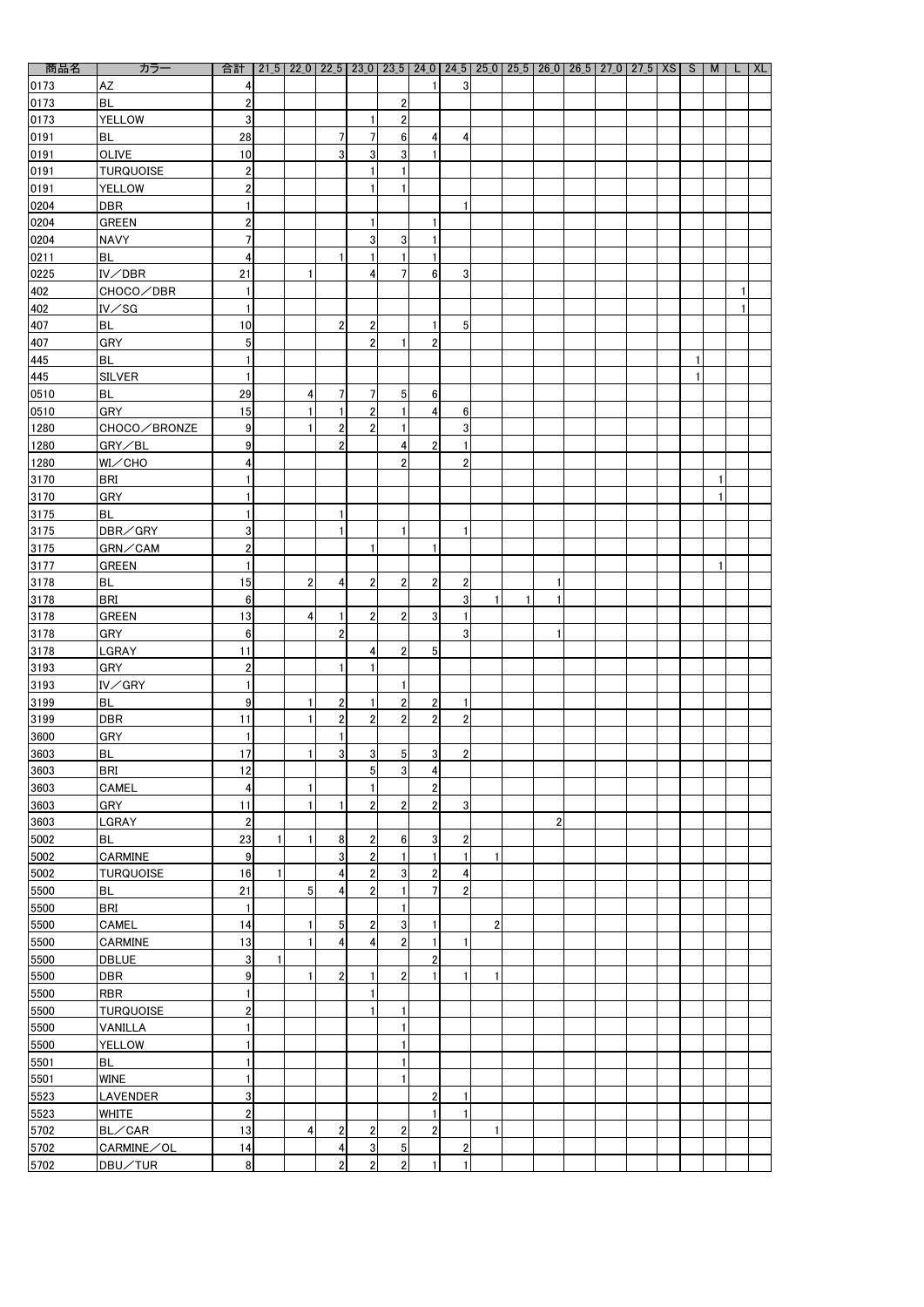| 商品名 | カラー | 合計 | 21_5 | 22_0 | 22_5 | 23_0 | 23_5 | 24_0 | 24_5 | 25_0 | 25_5 | 26_0 | 26_5 | 27_0 | 27_5 | XS | S | M | L | XL |
|---|---|---|---|---|---|---|---|---|---|---|---|---|---|---|---|---|---|---|---|---|
| 0173 | AZ | 4 | | | | | | 1 | 3 | | | | | | | | | | | |
| 0173 | BL | 2 | | | | | 2 | | | | | | | | | | | | | |
| 0173 | YELLOW | 3 | | | | 1 | 2 | | | | | | | | | | | | | |
| 0191 | BL | 28 | | | 7 | 7 | 6 | 4 | 4 | | | | | | | | | | | |
| 0191 | OLIVE | 10 | | | 3 | 3 | 3 | 1 | | | | | | | | | | | | |
| 0191 | TURQUOISE | 2 | | | | 1 | 1 | | | | | | | | | | | | | |
| 0191 | YELLOW | 2 | | | | 1 | 1 | | | | | | | | | | | | | |
| 0204 | DBR | 1 | | | | | | | 1 | | | | | | | | | | | |
| 0204 | GREEN | 2 | | | | 1 | | 1 | | | | | | | | | | | | |
| 0204 | NAVY | 7 | | | | 3 | 3 | 1 | | | | | | | | | | | | |
| 0211 | BL | 4 | | | 1 | 1 | 1 | 1 | | | | | | | | | | | | |
| 0225 | IV／DBR | 21 | | 1 | | 4 | 7 | 6 | 3 | | | | | | | | | | | |
| 402 | CHOCO／DBR | 1 | | | | | | | | | | | | | | | | | 1 | |
| 402 | IV／SG | 1 | | | | | | | | | | | | | | | | | 1 | |
| 407 | BL | 10 | | | 2 | 2 | | 1 | 5 | | | | | | | | | | | |
| 407 | GRY | 5 | | | | 2 | 1 | 2 | | | | | | | | | | | | |
| 445 | BL | 1 | | | | | | | | | | | | | | | 1 | | | |
| 445 | SILVER | 1 | | | | | | | | | | | | | | | 1 | | | |
| 0510 | BL | 29 | | 4 | 7 | 7 | 5 | 6 | | | | | | | | | | | | |
| 0510 | GRY | 15 | | 1 | 1 | 2 | 1 | 4 | 6 | | | | | | | | | | | |
| 1280 | CHOCO／BRONZE | 9 | | 1 | 2 | 2 | 1 | | 3 | | | | | | | | | | | |
| 1280 | GRY／BL | 9 | | | 2 | | 4 | 2 | 1 | | | | | | | | | | | |
| 1280 | WI／CHO | 4 | | | | | 2 | | 2 | | | | | | | | | | | |
| 3170 | BRI | 1 | | | | | | | | | | | | | | | | 1 | | |
| 3170 | GRY | 1 | | | | | | | | | | | | | | | | 1 | | |
| 3175 | BL | 1 | | | 1 | | | | | | | | | | | | | | | |
| 3175 | DBR／GRY | 3 | | | 1 | | 1 | | 1 | | | | | | | | | | | |
| 3175 | GRN／CAM | 2 | | | | 1 | | 1 | | | | | | | | | | | | |
| 3177 | GREEN | 1 | | | | | | | | | | | | | | | | 1 | | |
| 3178 | BL | 15 | | 2 | 4 | 2 | 2 | 2 | 2 | | | 1 | | | | | | | | |
| 3178 | BRI | 6 | | | | | | | 3 | 1 | 1 | 1 | | | | | | | | |
| 3178 | GREEN | 13 | | 4 | 1 | 2 | 2 | 3 | 1 | | | | | | | | | | | |
| 3178 | GRY | 6 | | | 2 | | | | 3 | | | 1 | | | | | | | | |
| 3178 | LGRAY | 11 | | | | 4 | 2 | 5 | | | | | | | | | | | | |
| 3193 | GRY | 2 | | | 1 | 1 | | | | | | | | | | | | | | |
| 3193 | IV／GRY | 1 | | | | | 1 | | | | | | | | | | | | | |
| 3199 | BL | 9 | | 1 | 2 | 1 | 2 | 2 | 1 | | | | | | | | | | | |
| 3199 | DBR | 11 | | 1 | 2 | 2 | 2 | 2 | 2 | | | | | | | | | | | |
| 3600 | GRY | 1 | | | 1 | | | | | | | | | | | | | | | |
| 3603 | BL | 17 | | 1 | 3 | 3 | 5 | 3 | 2 | | | | | | | | | | | |
| 3603 | BRI | 12 | | | | 5 | 3 | 4 | | | | | | | | | | | | |
| 3603 | CAMEL | 4 | | 1 | | 1 | | 2 | | | | | | | | | | | | |
| 3603 | GRY | 11 | | 1 | 1 | 2 | 2 | 2 | 3 | | | | | | | | | | | |
| 3603 | LGRAY | 2 | | | | | | | | | | 2 | | | | | | | | |
| 5002 | BL | 23 | 1 | 1 | 8 | 2 | 6 | 3 | 2 | | | | | | | | | | | |
| 5002 | CARMINE | 9 | | | 3 | 2 | 1 | 1 | 1 | 1 | | | | | | | | | | |
| 5002 | TURQUOISE | 16 | 1 | | 4 | 2 | 3 | 2 | 4 | | | | | | | | | | | |
| 5500 | BL | 21 | | 5 | 4 | 2 | 1 | 7 | 2 | | | | | | | | | | | |
| 5500 | BRI | 1 | | | | | 1 | | | | | | | | | | | | | |
| 5500 | CAMEL | 14 | | 1 | 5 | 2 | 3 | 1 | | 2 | | | | | | | | | | |
| 5500 | CARMINE | 13 | | 1 | 4 | 4 | 2 | 1 | 1 | | | | | | | | | | | |
| 5500 | DBLUE | 3 | 1 | | | | | 2 | | | | | | | | | | | | |
| 5500 | DBR | 9 | | 1 | 2 | 1 | 2 | 1 | 1 | 1 | | | | | | | | | | |
| 5500 | RBR | 1 | | | | 1 | | | | | | | | | | | | | | |
| 5500 | TURQUOISE | 2 | | | | 1 | 1 | | | | | | | | | | | | | |
| 5500 | VANILLA | 1 | | | | | 1 | | | | | | | | | | | | | |
| 5500 | YELLOW | 1 | | | | | 1 | | | | | | | | | | | | | |
| 5501 | BL | 1 | | | | | 1 | | | | | | | | | | | | | |
| 5501 | WINE | 1 | | | | | 1 | | | | | | | | | | | | | |
| 5523 | LAVENDER | 3 | | | | | | 2 | 1 | | | | | | | | | | | |
| 5523 | WHITE | 2 | | | | | | 1 | 1 | | | | | | | | | | | |
| 5702 | BL／CAR | 13 | | 4 | 2 | 2 | 2 | 2 | | 1 | | | | | | | | | | |
| 5702 | CARMINE／OL | 14 | | | 4 | 3 | 5 | | 2 | | | | | | | | | | | |
| 5702 | DBU／TUR | 8 | | | 2 | 2 | 2 | 1 | 1 | | | | | | | | | | | |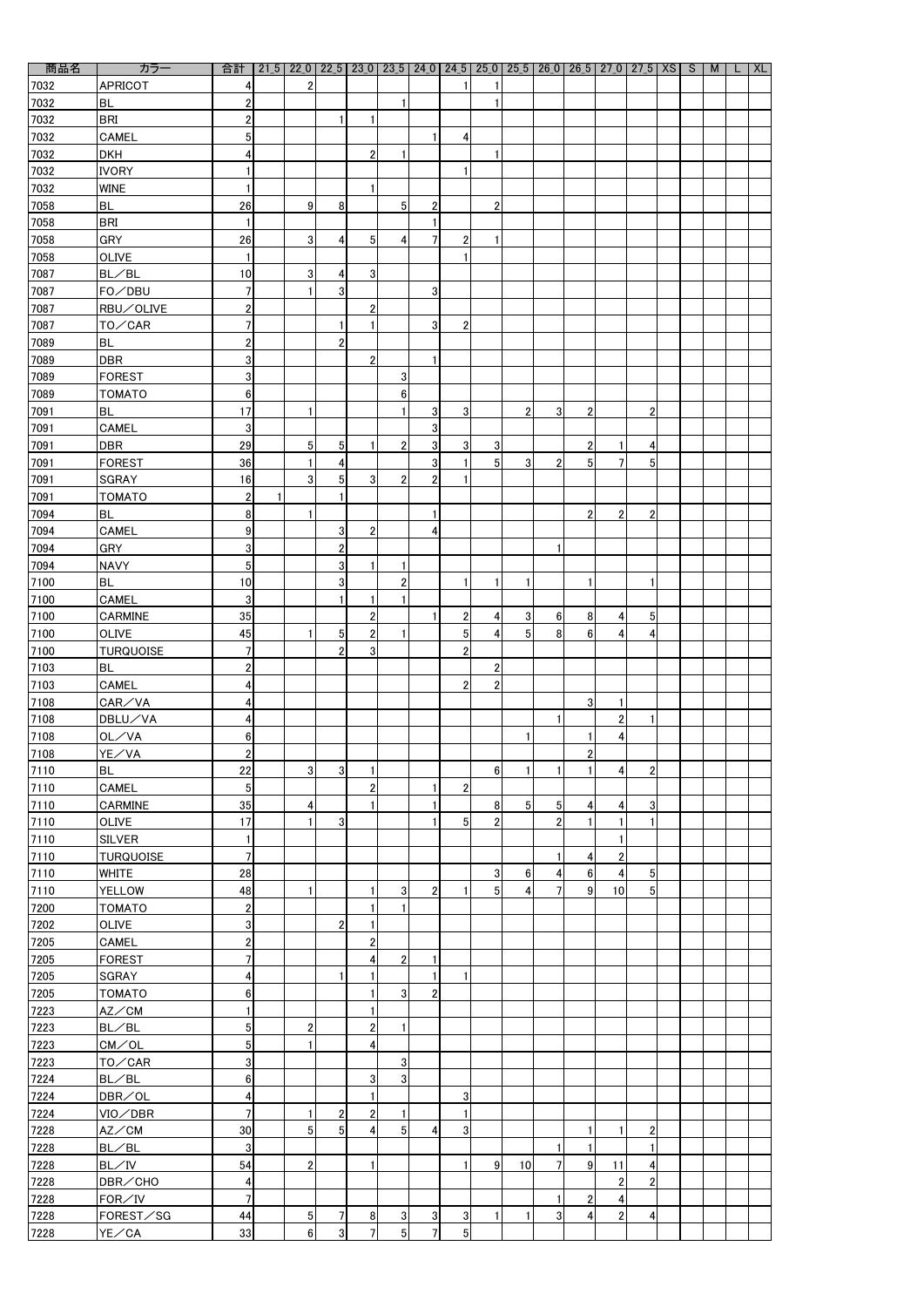| 商品名 | カラー | 合計 | 21_5 | 22_0 | 22_5 | 23_0 | 23_5 | 24_0 | 24_5 | 25_0 | 25_5 | 26_0 | 26_5 | 27_0 | 27_5 | XS | S | M | L | XL |
|---|---|---|---|---|---|---|---|---|---|---|---|---|---|---|---|---|---|---|---|---|
| 7032 | APRICOT | 4 | | 2 | | | | | 1 | 1 | | | | | | | | | | |
| 7032 | BL | 2 | | | | | 1 | | | 1 | | | | | | | | | | |
| 7032 | BRI | 2 | | | 1 | 1 | | | | | | | | | | | | | | |
| 7032 | CAMEL | 5 | | | | | | 1 | 4 | | | | | | | | | | | |
| 7032 | DKH | 4 | | | | 2 | 1 | | | 1 | | | | | | | | | | |
| 7032 | IVORY | 1 | | | | | | | 1 | | | | | | | | | | | |
| 7032 | WINE | 1 | | | | 1 | | | | | | | | | | | | | | |
| 7058 | BL | 26 | | 9 | 8 | | 5 | 2 | | 2 | | | | | | | | | | |
| 7058 | BRI | 1 | | | | | | 1 | | | | | | | | | | | | |
| 7058 | GRY | 26 | | 3 | 4 | 5 | 4 | 7 | 2 | 1 | | | | | | | | | | |
| 7058 | OLIVE | 1 | | | | | | | 1 | | | | | | | | | | | |
| 7087 | BL／BL | 10 | | 3 | 4 | 3 | | | | | | | | | | | | | | |
| 7087 | FO／DBU | 7 | | 1 | 3 | | | 3 | | | | | | | | | | | | |
| 7087 | RBU／OLIVE | 2 | | | | 2 | | | | | | | | | | | | | | |
| 7087 | TO／CAR | 7 | | | 1 | 1 | | 3 | 2 | | | | | | | | | | | |
| 7089 | BL | 2 | | | 2 | | | | | | | | | | | | | | | |
| 7089 | DBR | 3 | | | | 2 | | 1 | | | | | | | | | | | | |
| 7089 | FOREST | 3 | | | | | 3 | | | | | | | | | | | | | |
| 7089 | TOMATO | 6 | | | | | 6 | | | | | | | | | | | | | |
| 7091 | BL | 17 | | 1 | | | 1 | 3 | 3 | | 2 | 3 | 2 | | 2 | | | | | |
| 7091 | CAMEL | 3 | | | | | | 3 | | | | | | | | | | | | |
| 7091 | DBR | 29 | | 5 | 5 | 1 | 2 | 3 | 3 | 3 | | | 2 | 1 | 4 | | | | | |
| 7091 | FOREST | 36 | | 1 | 4 | | | 3 | 1 | 5 | 3 | 2 | 5 | 7 | 5 | | | | | |
| 7091 | SGRAY | 16 | | 3 | 5 | 3 | 2 | 2 | 1 | | | | | | | | | | | |
| 7091 | TOMATO | 2 | 1 | | 1 | | | | | | | | | | | | | | | |
| 7094 | BL | 8 | | 1 | | | | 1 | | | | | 2 | 2 | 2 | | | | | |
| 7094 | CAMEL | 9 | | | 3 | 2 | | 4 | | | | | | | | | | | | |
| 7094 | GRY | 3 | | | 2 | | | | | | | 1 | | | | | | | | |
| 7094 | NAVY | 5 | | | 3 | 1 | 1 | | | | | | | | | | | | | |
| 7100 | BL | 10 | | | 3 | | 2 | | 1 | 1 | 1 | | 1 | | 1 | | | | | |
| 7100 | CAMEL | 3 | | | 1 | 1 | 1 | | | | | | | | | | | | | |
| 7100 | CARMINE | 35 | | | | 2 | | 1 | 2 | 4 | 3 | 6 | 8 | 4 | 5 | | | | | |
| 7100 | OLIVE | 45 | | 1 | 5 | 2 | 1 | | 5 | 4 | 5 | 8 | 6 | 4 | 4 | | | | | |
| 7100 | TURQUOISE | 7 | | | 2 | 3 | | | 2 | | | | | | | | | | | |
| 7103 | BL | 2 | | | | | | | | 2 | | | | | | | | | | |
| 7103 | CAMEL | 4 | | | | | | | 2 | 2 | | | | | | | | | | |
| 7108 | CAR／VA | 4 | | | | | | | | | | | 3 | 1 | | | | | | |
| 7108 | DBLU／VA | 4 | | | | | | | | | | 1 | | 2 | 1 | | | | | |
| 7108 | OL／VA | 6 | | | | | | | | | 1 | | 1 | 4 | | | | | | |
| 7108 | YE／VA | 2 | | | | | | | | | | | 2 | | | | | | | |
| 7110 | BL | 22 | | 3 | 3 | 1 | | | | 6 | 1 | 1 | 1 | 4 | 2 | | | | | |
| 7110 | CAMEL | 5 | | | | 2 | | 1 | 2 | | | | | | | | | | | |
| 7110 | CARMINE | 35 | | 4 | | 1 | | 1 | | 8 | 5 | 5 | 4 | 4 | 3 | | | | | |
| 7110 | OLIVE | 17 | | 1 | 3 | | | 1 | 5 | 2 | | 2 | 1 | 1 | 1 | | | | | |
| 7110 | SILVER | 1 | | | | | | | | | | | | 1 | | | | | | |
| 7110 | TURQUOISE | 7 | | | | | | | | | | 1 | 4 | 2 | | | | | | |
| 7110 | WHITE | 28 | | | | | | | | 3 | 6 | 4 | 6 | 4 | 5 | | | | | |
| 7110 | YELLOW | 48 | | 1 | | 1 | 3 | 2 | 1 | 5 | 4 | 7 | 9 | 10 | 5 | | | | | |
| 7200 | TOMATO | 2 | | | | 1 | 1 | | | | | | | | | | | | | |
| 7202 | OLIVE | 3 | | | 2 | 1 | | | | | | | | | | | | | | |
| 7205 | CAMEL | 2 | | | | 2 | | | | | | | | | | | | | | |
| 7205 | FOREST | 7 | | | | 4 | 2 | 1 | | | | | | | | | | | | |
| 7205 | SGRAY | 4 | | | 1 | 1 | | 1 | 1 | | | | | | | | | | | |
| 7205 | TOMATO | 6 | | | | 1 | 3 | 2 | | | | | | | | | | | | |
| 7223 | AZ／CM | 1 | | | | 1 | | | | | | | | | | | | | | |
| 7223 | BL／BL | 5 | | 2 | | 2 | 1 | | | | | | | | | | | | | |
| 7223 | CM／OL | 5 | | 1 | | 4 | | | | | | | | | | | | | | |
| 7223 | TO／CAR | 3 | | | | | 3 | | | | | | | | | | | | | |
| 7224 | BL／BL | 6 | | | | 3 | 3 | | | | | | | | | | | | | |
| 7224 | DBR／OL | 4 | | | | 1 | | | 3 | | | | | | | | | | | |
| 7224 | VIO／DBR | 7 | | 1 | 2 | 2 | 1 | | 1 | | | | | | | | | | | |
| 7228 | AZ／CM | 30 | | 5 | 5 | 4 | 5 | 4 | 3 | | | | 1 | 1 | 2 | | | | | |
| 7228 | BL／BL | 3 | | | | | | | | | | 1 | 1 | | 1 | | | | | |
| 7228 | BL／IV | 54 | | 2 | | 1 | | | 1 | 9 | 10 | 7 | 9 | 11 | 4 | | | | | |
| 7228 | DBR／CHO | 4 | | | | | | | | | | | | 2 | 2 | | | | | |
| 7228 | FOR／IV | 7 | | | | | | | | | | 1 | 2 | 4 | | | | | | |
| 7228 | FOREST／SG | 44 | | 5 | 7 | 8 | 3 | 3 | 3 | 1 | 1 | 3 | 4 | 2 | 4 | | | | | |
| 7228 | YE／CA | 33 | | 6 | 3 | 7 | 5 | 7 | 5 | | | | | | | | | | | |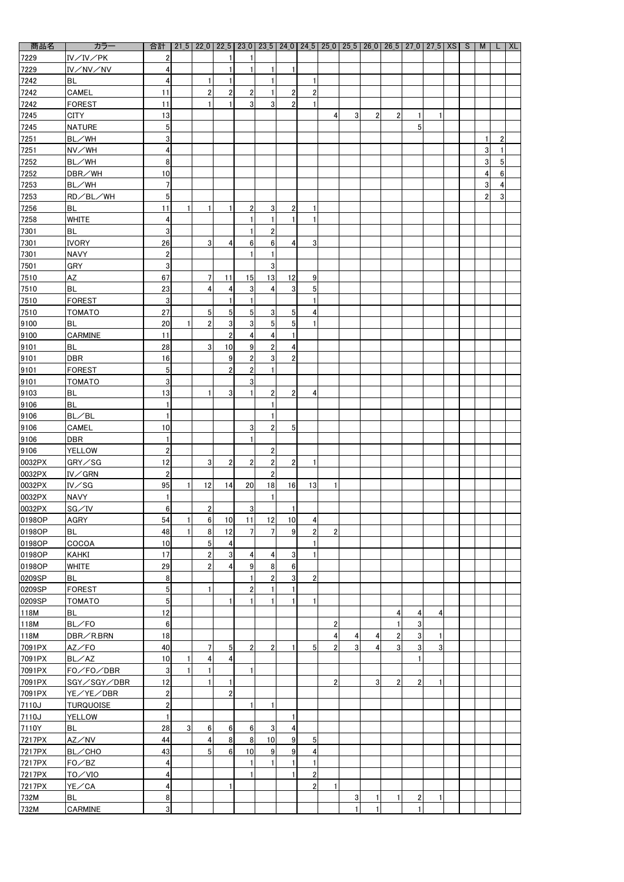| 商品名 | カラー | 合計 | 21_5 | 22_0 | 22_5 | 23_0 | 23_5 | 24_0 | 24_5 | 25_0 | 25_5 | 26_0 | 26_5 | 27_0 | 27_5 | XS | S | M | L | XL |
|---|---|---|---|---|---|---|---|---|---|---|---|---|---|---|---|---|---|---|---|---|
| 7229 | IV／IV／PK | 2 | | | 1 | 1 | | | | | | | | | | | | | | |
| 7229 | IV／NV／NV | 4 | | | 1 | 1 | 1 | 1 | | | | | | | | | | | | |
| 7242 | BL | 4 | | 1 | 1 | | 1 | | 1 | | | | | | | | | | | |
| 7242 | CAMEL | 11 | | 2 | 2 | 2 | 1 | 2 | 2 | | | | | | | | | | | |
| 7242 | FOREST | 11 | | 1 | 1 | 3 | 3 | 2 | 1 | | | | | | | | | | | |
| 7245 | CITY | 13 | | | | | | | | 4 | 3 | 2 | 2 | 1 | 1 | | | | | |
| 7245 | NATURE | 5 | | | | | | | | | | | | 5 | | | | | | |
| 7251 | BL／WH | 3 | | | | | | | | | | | | | | | | 1 | 2 | |
| 7251 | NV／WH | 4 | | | | | | | | | | | | | | | | 3 | 1 | |
| 7252 | BL／WH | 8 | | | | | | | | | | | | | | | | 3 | 5 | |
| 7252 | DBR／WH | 10 | | | | | | | | | | | | | | | | 4 | 6 | |
| 7253 | BL／WH | 7 | | | | | | | | | | | | | | | | 3 | 4 | |
| 7253 | RD／BL／WH | 5 | | | | | | | | | | | | | | | | 2 | 3 | |
| 7256 | BL | 11 | 1 | 1 | 1 | 2 | 3 | 2 | 1 | | | | | | | | | | | |
| 7258 | WHITE | 4 | | | | 1 | 1 | 1 | 1 | | | | | | | | | | | |
| 7301 | BL | 3 | | | | 1 | 2 | | | | | | | | | | | | | |
| 7301 | IVORY | 26 | | 3 | 4 | 6 | 6 | 4 | 3 | | | | | | | | | | | |
| 7301 | NAVY | 2 | | | | 1 | 1 | | | | | | | | | | | | | |
| 7501 | GRY | 3 | | | | | 3 | | | | | | | | | | | | | |
| 7510 | AZ | 67 | | 7 | 11 | 15 | 13 | 12 | 9 | | | | | | | | | | | |
| 7510 | BL | 23 | | 4 | 4 | 3 | 4 | 3 | 5 | | | | | | | | | | | |
| 7510 | FOREST | 3 | | | 1 | 1 | | | 1 | | | | | | | | | | | |
| 7510 | TOMATO | 27 | | 5 | 5 | 5 | 3 | 5 | 4 | | | | | | | | | | | |
| 9100 | BL | 20 | 1 | 2 | 3 | 3 | 5 | 5 | 1 | | | | | | | | | | | |
| 9100 | CARMINE | 11 | | | 2 | 4 | 4 | 1 | | | | | | | | | | | | |
| 9101 | BL | 28 | | 3 | 10 | 9 | 2 | 4 | | | | | | | | | | | | |
| 9101 | DBR | 16 | | | 9 | 2 | 3 | 2 | | | | | | | | | | | | |
| 9101 | FOREST | 5 | | | 2 | 2 | 1 | | | | | | | | | | | | | |
| 9101 | TOMATO | 3 | | | | 3 | | | | | | | | | | | | | | |
| 9103 | BL | 13 | | 1 | 3 | 1 | 2 | 2 | 4 | | | | | | | | | | | |
| 9106 | BL | 1 | | | | | 1 | | | | | | | | | | | | | |
| 9106 | BL／BL | 1 | | | | | 1 | | | | | | | | | | | | | |
| 9106 | CAMEL | 10 | | | | 3 | 2 | 5 | | | | | | | | | | | | |
| 9106 | DBR | 1 | | | | 1 | | | | | | | | | | | | | | |
| 9106 | YELLOW | 2 | | | | | 2 | | | | | | | | | | | | | |
| 0032PX | GRY／SG | 12 | | 3 | 2 | 2 | 2 | 2 | 1 | | | | | | | | | | | |
| 0032PX | IV／GRN | 2 | | | | | 2 | | | | | | | | | | | | | |
| 0032PX | IV／SG | 95 | 1 | 12 | 14 | 20 | 18 | 16 | 13 | 1 | | | | | | | | | | |
| 0032PX | NAVY | 1 | | | | | 1 | | | | | | | | | | | | | |
| 0032PX | SG／IV | 6 | | 2 | | 3 | | 1 | | | | | | | | | | | | |
| 0198OP | AGRY | 54 | 1 | 6 | 10 | 11 | 12 | 10 | 4 | | | | | | | | | | | |
| 0198OP | BL | 48 | 1 | 8 | 12 | 7 | 7 | 9 | 2 | 2 | | | | | | | | | | |
| 0198OP | COCOA | 10 | | 5 | 4 | | | | 1 | | | | | | | | | | | |
| 0198OP | KAHKI | 17 | | 2 | 3 | 4 | 4 | 3 | 1 | | | | | | | | | | | |
| 0198OP | WHITE | 29 | | 2 | 4 | 9 | 8 | 6 | | | | | | | | | | | | |
| 0209SP | BL | 8 | | | | 1 | 2 | 3 | 2 | | | | | | | | | | | |
| 0209SP | FOREST | 5 | | 1 | | 2 | 1 | 1 | | | | | | | | | | | | |
| 0209SP | TOMATO | 5 | | | 1 | 1 | 1 | 1 | 1 | | | | | | | | | | | |
| 118M | BL | 12 | | | | | | | | | | | 4 | 4 | 4 | | | | | |
| 118M | BL／FO | 6 | | | | | | | | 2 | | | 1 | 3 | | | | | | |
| 118M | DBR／R.BRN | 18 | | | | | | | | 4 | 4 | 4 | 2 | 3 | 1 | | | | | |
| 7091PX | AZ／FO | 40 | | 7 | 5 | 2 | 2 | 1 | 5 | 2 | 3 | 4 | 3 | 3 | 3 | | | | | |
| 7091PX | BL／AZ | 10 | 1 | 4 | 4 | | | | | | | | | 1 | | | | | | |
| 7091PX | FO／FO／DBR | 3 | 1 | 1 | | 1 | | | | | | | | | | | | | | |
| 7091PX | SGY／SGY／DBR | 12 | | 1 | 1 | | | | | 2 | | 3 | 2 | 2 | 1 | | | | | |
| 7091PX | YE／YE／DBR | 2 | | | 2 | | | | | | | | | | | | | | | |
| 7110J | TURQUOISE | 2 | | | | 1 | 1 | | | | | | | | | | | | | |
| 7110J | YELLOW | 1 | | | | | | 1 | | | | | | | | | | | | |
| 7110Y | BL | 28 | 3 | 6 | 6 | 6 | 3 | 4 | | | | | | | | | | | | |
| 7217PX | AZ／NV | 44 | | 4 | 8 | 8 | 10 | 9 | 5 | | | | | | | | | | | |
| 7217PX | BL／CHO | 43 | | 5 | 6 | 10 | 9 | 9 | 4 | | | | | | | | | | | |
| 7217PX | FO／BZ | 4 | | | | 1 | 1 | 1 | 1 | | | | | | | | | | | |
| 7217PX | TO／VIO | 4 | | | | 1 | | 1 | 2 | | | | | | | | | | | |
| 7217PX | YE／CA | 4 | | | 1 | | | | 2 | 1 | | | | | | | | | | |
| 732M | BL | 8 | | | | | | | | | 3 | 1 | 1 | 2 | 1 | | | | | |
| 732M | CARMINE | 3 | | | | | | | | | 1 | 1 | | 1 | | | | | | |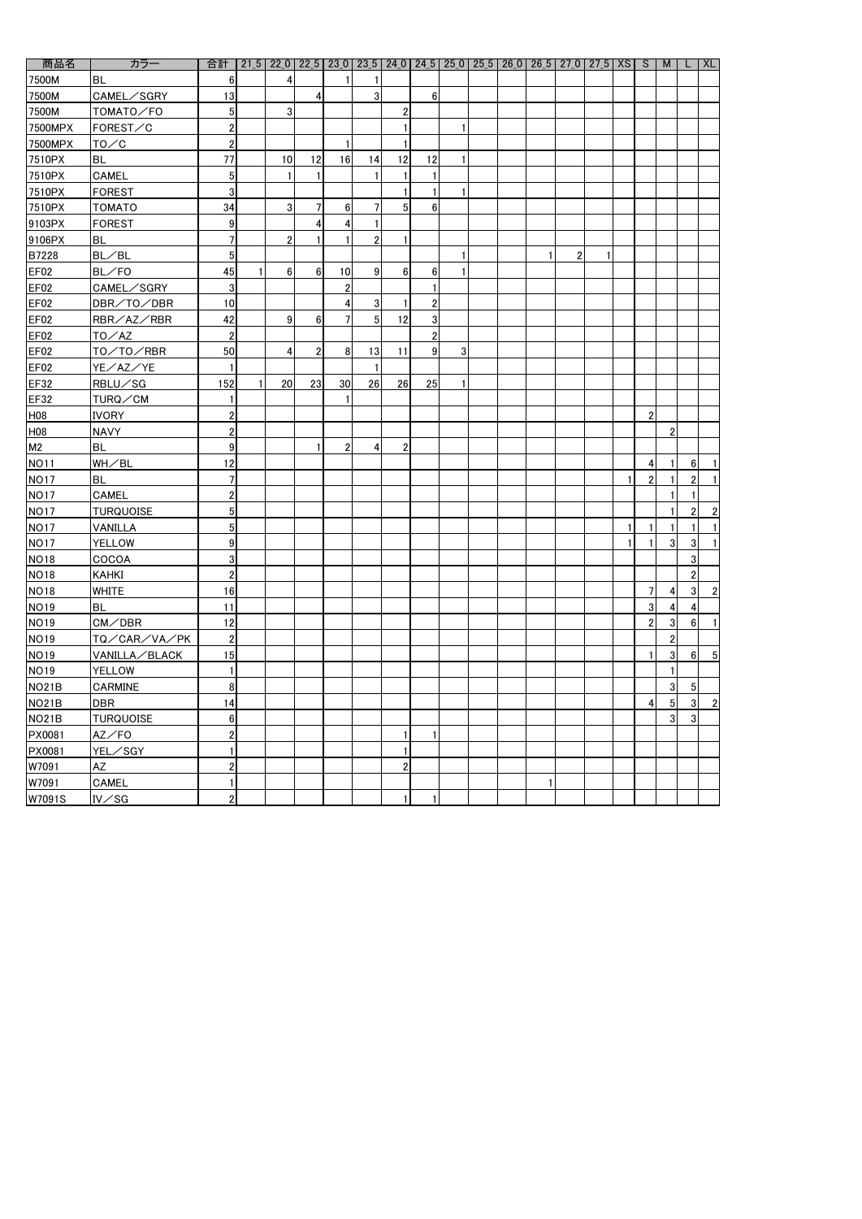| 商品名 | カラー | 合計 | 21_5 | 22_0 | 22_5 | 23_0 | 23_5 | 24_0 | 24_5 | 25_0 | 25_5 | 26_0 | 26_5 | 27_0 | 27_5 | XS | S | M | L | XL |
|---|---|---|---|---|---|---|---|---|---|---|---|---|---|---|---|---|---|---|---|---|
| 7500M | BL | 6 | | 4 | | 1 | 1 | | | | | | | | | | | | | |
| 7500M | CAMEL／SGRY | 13 | | | 4 | | 3 | | 6 | | | | | | | | | | | |
| 7500M | TOMATO／FO | 5 | | 3 | | | | 2 | | | | | | | | | | | | |
| 7500MPX | FOREST／C | 2 | | | | | | 1 | | 1 | | | | | | | | | | |
| 7500MPX | TO／C | 2 | | | | 1 | | 1 | | | | | | | | | | | | |
| 7510PX | BL | 77 | | 10 | 12 | 16 | 14 | 12 | 12 | 1 | | | | | | | | | | |
| 7510PX | CAMEL | 5 | | 1 | 1 | | 1 | 1 | 1 | | | | | | | | | | | |
| 7510PX | FOREST | 3 | | | | | | 1 | 1 | 1 | | | | | | | | | | |
| 7510PX | TOMATO | 34 | | 3 | 7 | 6 | 7 | 5 | 6 | | | | | | | | | | | |
| 9103PX | FOREST | 9 | | | 4 | 4 | 1 | | | | | | | | | | | | | |
| 9106PX | BL | 7 | | 2 | 1 | 1 | 2 | 1 | | | | | | | | | | | | |
| B7228 | BL／BL | 5 | | | | | | | | 1 | | | 1 | 2 | 1 | | | | | |
| EF02 | BL／FO | 45 | 1 | 6 | 6 | 10 | 9 | 6 | 6 | 1 | | | | | | | | | | |
| EF02 | CAMEL／SGRY | 3 | | | | 2 | | | 1 | | | | | | | | | | | |
| EF02 | DBR／TO／DBR | 10 | | | | 4 | 3 | 1 | 2 | | | | | | | | | | | |
| EF02 | RBR／AZ／RBR | 42 | | 9 | 6 | 7 | 5 | 12 | 3 | | | | | | | | | | | |
| EF02 | TO／AZ | 2 | | | | | | | 2 | | | | | | | | | | | |
| EF02 | TO／TO／RBR | 50 | | 4 | 2 | 8 | 13 | 11 | 9 | 3 | | | | | | | | | | |
| EF02 | YE／AZ／YE | 1 | | | | | 1 | | | | | | | | | | | | | |
| EF32 | RBLU／SG | 152 | 1 | 20 | 23 | 30 | 26 | 26 | 25 | 1 | | | | | | | | | | |
| EF32 | TURQ／CM | 1 | | | | 1 | | | | | | | | | | | | | | |
| H08 | IVORY | 2 | | | | | | | | | | | | | | | 2 | | | |
| H08 | NAVY | 2 | | | | | | | | | | | | | | | | 2 | | |
| M2 | BL | 9 | | | 1 | 2 | 4 | 2 | | | | | | | | | | | | |
| NO11 | WH／BL | 12 | | | | | | | | | | | | | | | 4 | 1 | 6 | 1 |
| NO17 | BL | 7 | | | | | | | | | | | | | | 1 | 2 | 1 | 2 | 1 |
| NO17 | CAMEL | 2 | | | | | | | | | | | | | | | | 1 | 1 | |
| NO17 | TURQUOISE | 5 | | | | | | | | | | | | | | | | 1 | 2 | 2 |
| NO17 | VANILLA | 5 | | | | | | | | | | | | | | 1 | 1 | 1 | 1 | 1 |
| NO17 | YELLOW | 9 | | | | | | | | | | | | | | 1 | 1 | 3 | 3 | 1 |
| NO18 | COCOA | 3 | | | | | | | | | | | | | | | | | 3 | |
| NO18 | KAHKI | 2 | | | | | | | | | | | | | | | | | 2 | |
| NO18 | WHITE | 16 | | | | | | | | | | | | | | | 7 | 4 | 3 | 2 |
| NO19 | BL | 11 | | | | | | | | | | | | | | | 3 | 4 | 4 | |
| NO19 | CM／DBR | 12 | | | | | | | | | | | | | | | 2 | 3 | 6 | 1 |
| NO19 | TQ／CAR／VA／PK | 2 | | | | | | | | | | | | | | | | 2 | | |
| NO19 | VANILLA／BLACK | 15 | | | | | | | | | | | | | | | 1 | 3 | 6 | 5 |
| NO19 | YELLOW | 1 | | | | | | | | | | | | | | | | 1 | | |
| NO21B | CARMINE | 8 | | | | | | | | | | | | | | | | 3 | 5 | |
| NO21B | DBR | 14 | | | | | | | | | | | | | | | 4 | 5 | 3 | 2 |
| NO21B | TURQUOISE | 6 | | | | | | | | | | | | | | | | 3 | 3 | |
| PX0081 | AZ／FO | 2 | | | | | | 1 | 1 | | | | | | | | | | | |
| PX0081 | YEL／SGY | 1 | | | | | | 1 | | | | | | | | | | | | |
| W7091 | AZ | 2 | | | | | | 2 | | | | | | | | | | | | |
| W7091 | CAMEL | 1 | | | | | | | | | | | 1 | | | | | | | |
| W7091S | IV／SG | 2 | | | | | | 1 | 1 | | | | | | | | | | | |